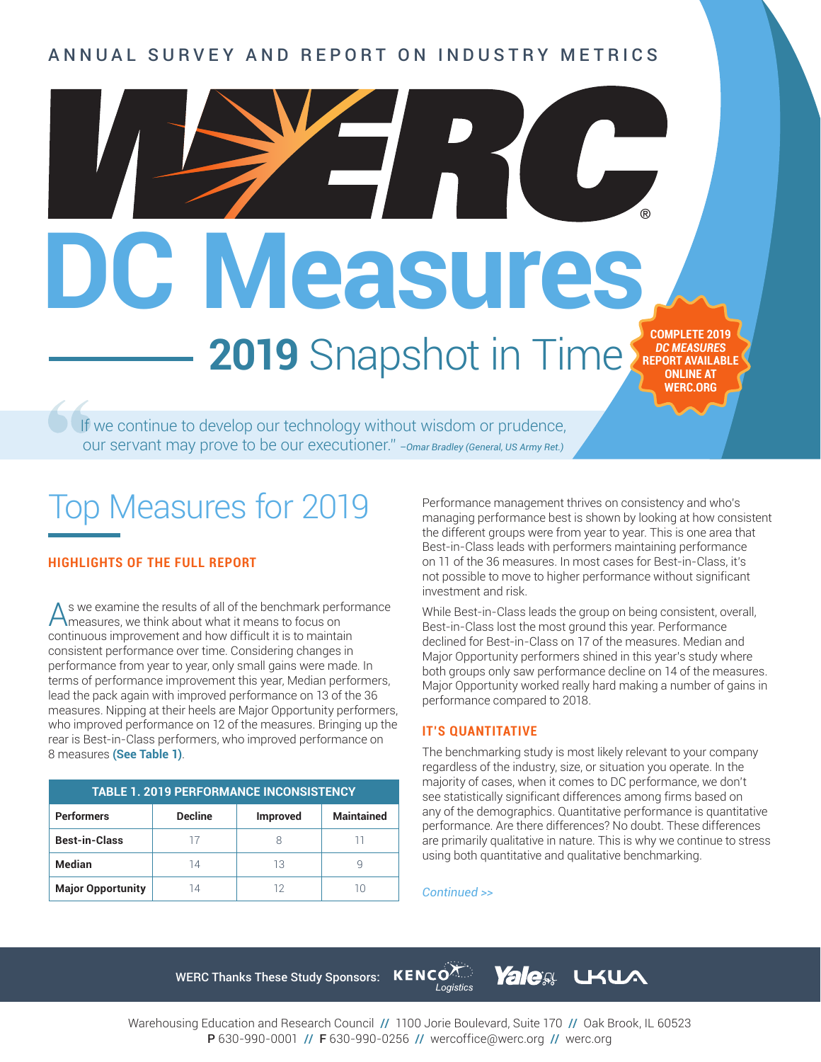ANNUAL SURVEY AND REPORT ON INDUSTRY METRICS

# WERC® DC Measures

## 2019 Snapshot in Time

**COMPLETE 2019 *DC MEASURES* REPORT AVAILABLE ONLINE AT WERC.ORG**

"If we continue to develop our technology without wisdom or prudence, our servant may prove to be our executioner." *–Omar Bradley (General, US Army Ret.)*

## Top Measures for 2019

### HIGHLIGHTS OF THE FULL REPORT

As we examine the results of all of the benchmark performance measures, we think about what it means to focus on continuous improvement and how difficult it is to maintain consistent performance over time. Considering changes in performance from year to year, only small gains were made. In terms of performance improvement this year, Median performers, lead the pack again with improved performance on 13 of the 36 measures. Nipping at their heels are Major Opportunity performers, who improved performance on 12 of the measures. Bringing up the rear is Best-in-Class performers, who improved performance on 8 measures **(See Table 1)**.

| TABLE 1. 2019 PERFORMANCE INCONSISTENCY | | | |
|---|---|---|---|
| **Performers** | **Decline** | **Improved** | **Maintained** |
| **Best-in-Class** | 17 | 8 | 11 |
| **Median** | 14 | 13 | 9 |
| **Major Opportunity** | 14 | 12 | 10 |

Performance management thrives on consistency and who's managing performance best is shown by looking at how consistent the different groups were from year to year. This is one area that Best-in-Class leads with performers maintaining performance on 11 of the 36 measures. In most cases for Best-in-Class, it's not possible to move to higher performance without significant investment and risk.

While Best-in-Class leads the group on being consistent, overall, Best-in-Class lost the most ground this year. Performance declined for Best-in-Class on 17 of the measures. Median and Major Opportunity performers shined in this year's study where both groups only saw performance decline on 14 of the measures. Major Opportunity worked really hard making a number of gains in performance compared to 2018.

### IT'S QUANTITATIVE

The benchmarking study is most likely relevant to your company regardless of the industry, size, or situation you operate. In the majority of cases, when it comes to DC performance, we don't see statistically significant differences among firms based on any of the demographics. Quantitative performance is quantitative performance. Are there differences? No doubt. These differences are primarily qualitative in nature. This is why we continue to stress using both quantitative and qualitative benchmarking.

*Continued >>*

WERC Thanks These Study Sponsors: KENCO Logistics, Yale, LKWA

Warehousing Education and Research Council // 1100 Jorie Boulevard, Suite 170 // Oak Brook, IL 60523
**P** 630-990-0001 // **F** 630-990-0256 // wercoffice@werc.org // werc.org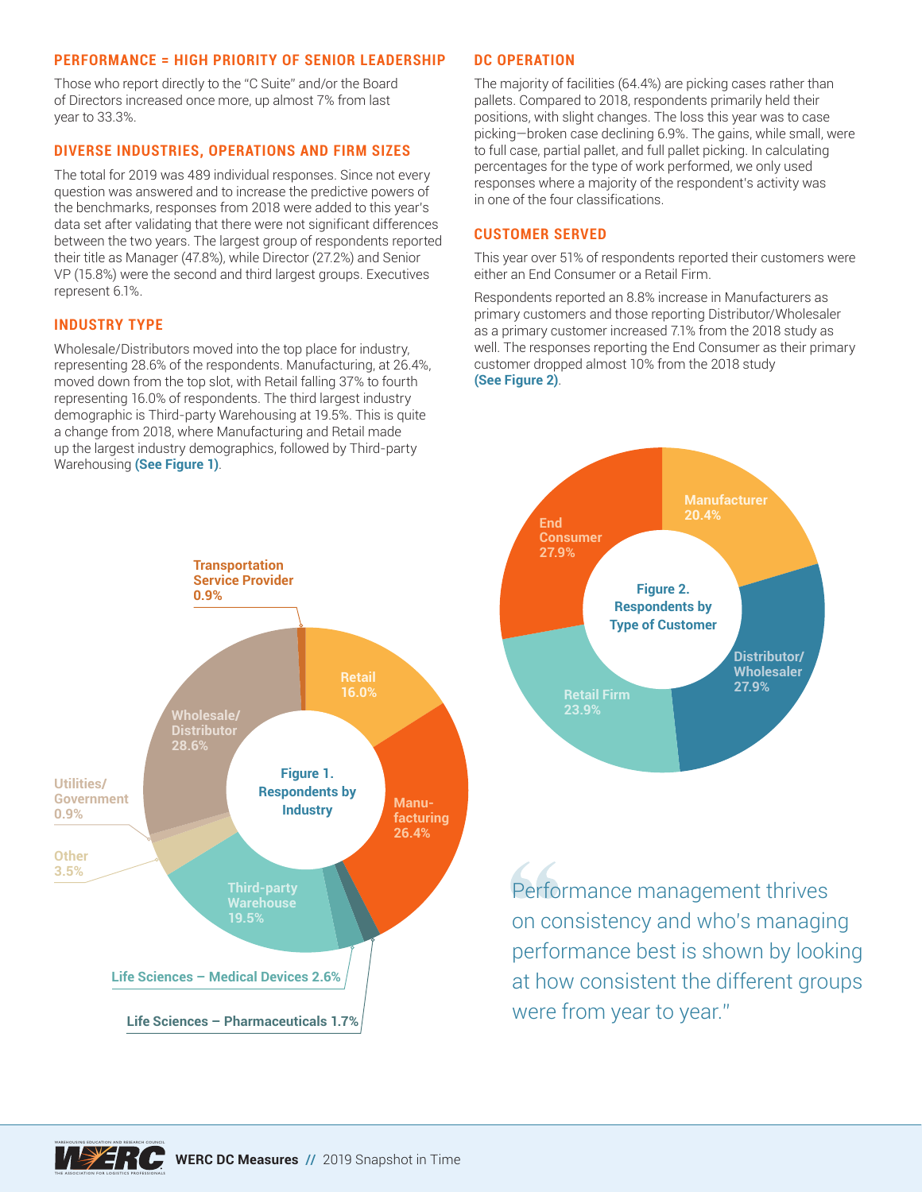## PERFORMANCE = HIGH PRIORITY OF SENIOR LEADERSHIP

Those who report directly to the "C Suite" and/or the Board of Directors increased once more, up almost 7% from last year to 33.3%.

## DIVERSE INDUSTRIES, OPERATIONS AND FIRM SIZES

The total for 2019 was 489 individual responses. Since not every question was answered and to increase the predictive powers of the benchmarks, responses from 2018 were added to this year's data set after validating that there were not significant differences between the two years. The largest group of respondents reported their title as Manager (47.8%), while Director (27.2%) and Senior VP (15.8%) were the second and third largest groups. Executives represent 6.1%.

## INDUSTRY TYPE

Wholesale/Distributors moved into the top place for industry, representing 28.6% of the respondents. Manufacturing, at 26.4%, moved down from the top slot, with Retail falling 37% to fourth representing 16.0% of respondents. The third largest industry demographic is Third-party Warehousing at 19.5%. This is quite a change from 2018, where Manufacturing and Retail made up the largest industry demographics, followed by Third-party Warehousing **(See Figure 1)**.

**Figure 1. Respondents by Industry**

| Industry | Percentage |
|---|---|
| Retail | 16.0% |
| Manufacturing | 26.4% |
| Life Sciences – Pharmaceuticals | 1.7% |
| Life Sciences – Medical Devices | 2.6% |
| Third-party Warehouse | 19.5% |
| Other | 3.5% |
| Utilities/Government | 0.9% |
| Wholesale/Distributor | 28.6% |
| Transportation Service Provider | 0.9% |

## DC OPERATION

The majority of facilities (64.4%) are picking cases rather than pallets. Compared to 2018, respondents primarily held their positions, with slight changes. The loss this year was to case picking—broken case declining 6.9%. The gains, while small, were to full case, partial pallet, and full pallet picking. In calculating percentages for the type of work performed, we only used responses where a majority of the respondent's activity was in one of the four classifications.

## CUSTOMER SERVED

This year over 51% of respondents reported their customers were either an End Consumer or a Retail Firm.

Respondents reported an 8.8% increase in Manufacturers as primary customers and those reporting Distributor/Wholesaler as a primary customer increased 7.1% from the 2018 study as well. The responses reporting the End Consumer as their primary customer dropped almost 10% from the 2018 study **(See Figure 2)**.

**Figure 2. Respondents by Type of Customer**

| Customer Type | Percentage |
|---|---|
| Manufacturer | 20.4% |
| Distributor/Wholesaler | 27.9% |
| Retail Firm | 23.9% |
| End Consumer | 27.9% |

> "Performance management thrives on consistency and who's managing performance best is shown by looking at how consistent the different groups were from year to year."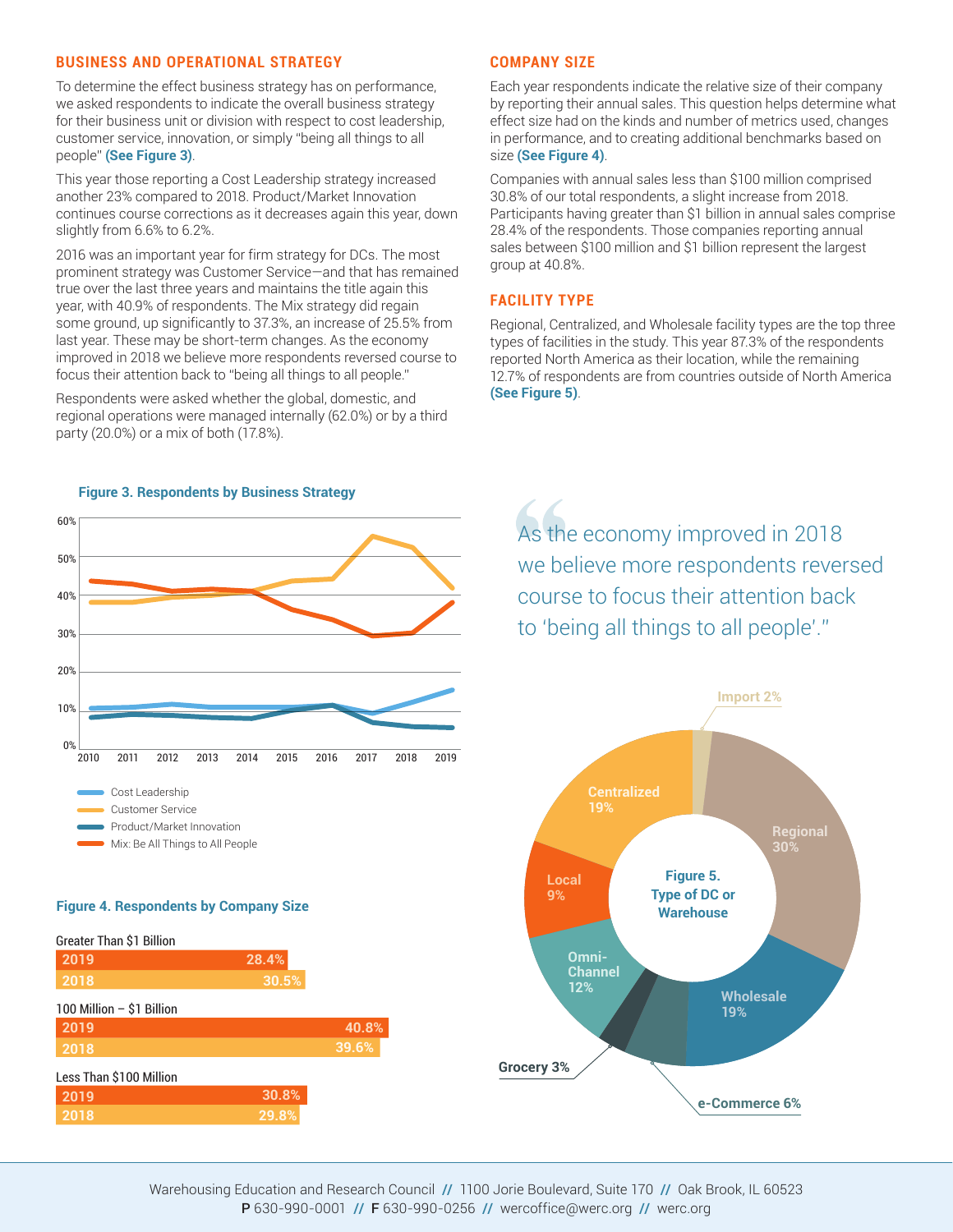## BUSINESS AND OPERATIONAL STRATEGY

To determine the effect business strategy has on performance, we asked respondents to indicate the overall business strategy for their business unit or division with respect to cost leadership, customer service, innovation, or simply "being all things to all people" **(See Figure 3)**.

This year those reporting a Cost Leadership strategy increased another 23% compared to 2018. Product/Market Innovation continues course corrections as it decreases again this year, down slightly from 6.6% to 6.2%.

2016 was an important year for firm strategy for DCs. The most prominent strategy was Customer Service—and that has remained true over the last three years and maintains the title again this year, with 40.9% of respondents. The Mix strategy did regain some ground, up significantly to 37.3%, an increase of 25.5% from last year. These may be short-term changes. As the economy improved in 2018 we believe more respondents reversed course to focus their attention back to "being all things to all people."

Respondents were asked whether the global, domestic, and regional operations were managed internally (62.0%) or by a third party (20.0%) or a mix of both (17.8%).

**Figure 3. Respondents by Business Strategy**

Legend: Cost Leadership; Customer Service; Product/Market Innovation; Mix: Be All Things to All People

**Figure 4. Respondents by Company Size**

| Company Size | 2019 | 2018 |
|---|---|---|
| Greater Than $1 Billion | 28.4% | 30.5% |
| 100 Million – $1 Billion | 40.8% | 39.6% |
| Less Than $100 Million | 30.8% | 29.8% |

## COMPANY SIZE

Each year respondents indicate the relative size of their company by reporting their annual sales. This question helps determine what effect size had on the kinds and number of metrics used, changes in performance, and to creating additional benchmarks based on size **(See Figure 4)**.

Companies with annual sales less than $100 million comprised 30.8% of our total respondents, a slight increase from 2018. Participants having greater than $1 billion in annual sales comprise 28.4% of the respondents. Those companies reporting annual sales between $100 million and $1 billion represent the largest group at 40.8%.

## FACILITY TYPE

Regional, Centralized, and Wholesale facility types are the top three types of facilities in the study. This year 87.3% of the respondents reported North America as their location, while the remaining 12.7% of respondents are from countries outside of North America **(See Figure 5)**.

> "As the economy improved in 2018 we believe more respondents reversed course to focus their attention back to 'being all things to all people'."

**Figure 5. Type of DC or Warehouse**

| Type | Share |
|---|---|
| Regional | 30% |
| Wholesale | 19% |
| Centralized | 19% |
| Omni-Channel | 12% |
| Local | 9% |
| e-Commerce | 6% |
| Grocery | 3% |
| Import | 2% |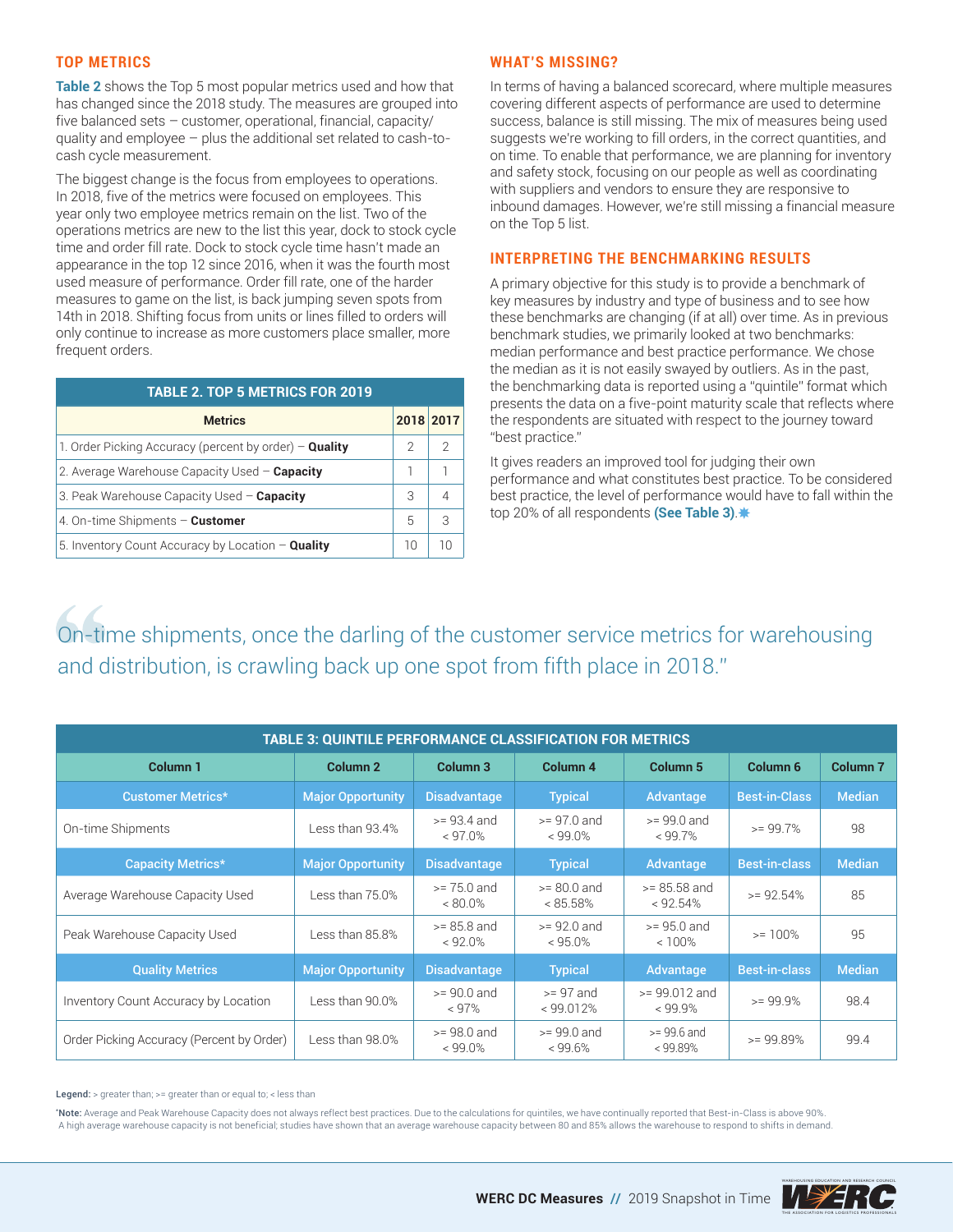## TOP METRICS

**Table 2** shows the Top 5 most popular metrics used and how that has changed since the 2018 study. The measures are grouped into five balanced sets – customer, operational, financial, capacity/quality and employee – plus the additional set related to cash-to-cash cycle measurement.

The biggest change is the focus from employees to operations. In 2018, five of the metrics were focused on employees. This year only two employee metrics remain on the list. Two of the operations metrics are new to the list this year, dock to stock cycle time and order fill rate. Dock to stock cycle time hasn't made an appearance in the top 12 since 2016, when it was the fourth most used measure of performance. Order fill rate, one of the harder measures to game on the list, is back jumping seven spots from 14th in 2018. Shifting focus from units or lines filled to orders will only continue to increase as more customers place smaller, more frequent orders.

| TABLE 2. TOP 5 METRICS FOR 2019 | | |
|---|---|---|
| **Metrics** | **2018** | **2017** |
| 1. Order Picking Accuracy (percent by order) – **Quality** | 2 | 2 |
| 2. Average Warehouse Capacity Used – **Capacity** | 1 | 1 |
| 3. Peak Warehouse Capacity Used – **Capacity** | 3 | 4 |
| 4. On-time Shipments – **Customer** | 5 | 3 |
| 5. Inventory Count Accuracy by Location – **Quality** | 10 | 10 |

## WHAT'S MISSING?

In terms of having a balanced scorecard, where multiple measures covering different aspects of performance are used to determine success, balance is still missing. The mix of measures being used suggests we're working to fill orders, in the correct quantities, and on time. To enable that performance, we are planning for inventory and safety stock, focusing on our people as well as coordinating with suppliers and vendors to ensure they are responsive to inbound damages. However, we're still missing a financial measure on the Top 5 list.

## INTERPRETING THE BENCHMARKING RESULTS

A primary objective for this study is to provide a benchmark of key measures by industry and type of business and to see how these benchmarks are changing (if at all) over time. As in previous benchmark studies, we primarily looked at two benchmarks: median performance and best practice performance. We chose the median as it is not easily swayed by outliers. As in the past, the benchmarking data is reported using a "quintile" format which presents the data on a five-point maturity scale that reflects where the respondents are situated with respect to the journey toward "best practice."

It gives readers an improved tool for judging their own performance and what constitutes best practice. To be considered best practice, the level of performance would have to fall within the top 20% of all respondents **(See Table 3)**.

> "On-time shipments, once the darling of the customer service metrics for warehousing and distribution, is crawling back up one spot from fifth place in 2018."

| TABLE 3: QUINTILE PERFORMANCE CLASSIFICATION FOR METRICS | | | | | | |
|---|---|---|---|---|---|---|
| **Column 1** | **Column 2** | **Column 3** | **Column 4** | **Column 5** | **Column 6** | **Column 7** |
| **Customer Metrics*** | **Major Opportunity** | **Disadvantage** | **Typical** | **Advantage** | **Best-in-Class** | **Median** |
| On-time Shipments | Less than 93.4% | >= 93.4 and < 97.0% | >= 97.0 and < 99.0% | >= 99.0 and < 99.7% | >= 99.7% | 98 |
| **Capacity Metrics*** | **Major Opportunity** | **Disadvantage** | **Typical** | **Advantage** | **Best-in-class** | **Median** |
| Average Warehouse Capacity Used | Less than 75.0% | >= 75.0 and < 80.0% | >= 80.0 and < 85.58% | >= 85.58 and < 92.54% | >= 92.54% | 85 |
| Peak Warehouse Capacity Used | Less than 85.8% | >= 85.8 and < 92.0% | >= 92.0 and < 95.0% | >= 95.0 and < 100% | >= 100% | 95 |
| **Quality Metrics** | **Major Opportunity** | **Disadvantage** | **Typical** | **Advantage** | **Best-in-class** | **Median** |
| Inventory Count Accuracy by Location | Less than 90.0% | >= 90.0 and < 97% | >= 97 and < 99.012% | >= 99.012 and < 99.9% | >= 99.9% | 98.4 |
| Order Picking Accuracy (Percent by Order) | Less than 98.0% | >= 98.0 and < 99.0% | >= 99.0 and < 99.6% | >= 99.6 and < 99.89% | >= 99.89% | 99.4 |

**Legend:** > greater than; >= greater than or equal to; < less than

*Note: Average and Peak Warehouse Capacity does not always reflect best practices. Due to the calculations for quintiles, we have continually reported that Best-in-Class is above 90%. A high average warehouse capacity is not beneficial; studies have shown that an average warehouse capacity between 80 and 85% allows the warehouse to respond to shifts in demand.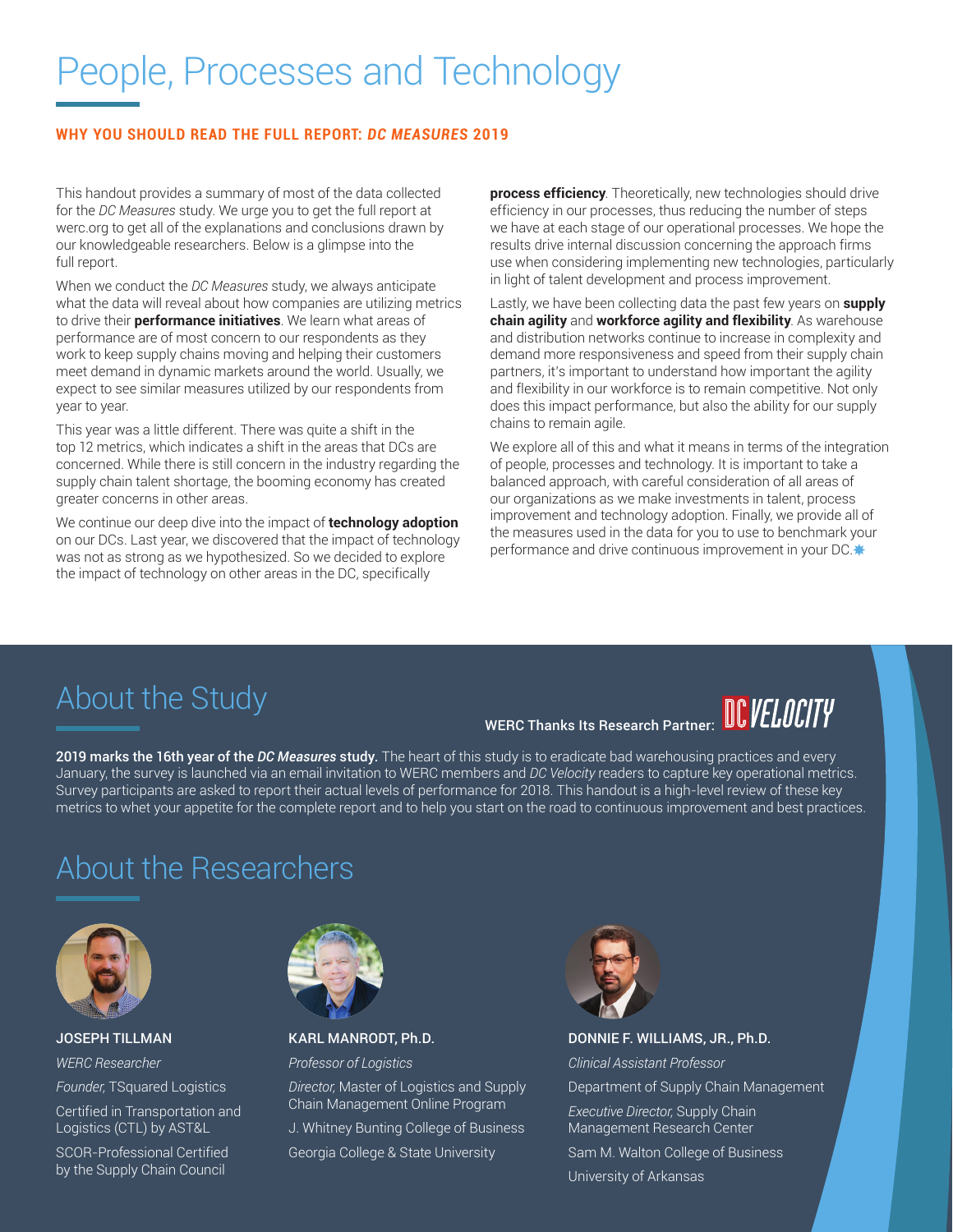# People, Processes and Technology

**WHY YOU SHOULD READ THE FULL REPORT: *DC MEASURES* 2019**

This handout provides a summary of most of the data collected for the *DC Measures* study. We urge you to get the full report at werc.org to get all of the explanations and conclusions drawn by our knowledgeable researchers. Below is a glimpse into the full report.

When we conduct the *DC Measures* study, we always anticipate what the data will reveal about how companies are utilizing metrics to drive their **performance initiatives**. We learn what areas of performance are of most concern to our respondents as they work to keep supply chains moving and helping their customers meet demand in dynamic markets around the world. Usually, we expect to see similar measures utilized by our respondents from year to year.

This year was a little different. There was quite a shift in the top 12 metrics, which indicates a shift in the areas that DCs are concerned. While there is still concern in the industry regarding the supply chain talent shortage, the booming economy has created greater concerns in other areas.

We continue our deep dive into the impact of **technology adoption** on our DCs. Last year, we discovered that the impact of technology was not as strong as we hypothesized. So we decided to explore the impact of technology on other areas in the DC, specifically **process efficiency**. Theoretically, new technologies should drive efficiency in our processes, thus reducing the number of steps we have at each stage of our operational processes. We hope the results drive internal discussion concerning the approach firms use when considering implementing new technologies, particularly in light of talent development and process improvement.

Lastly, we have been collecting data the past few years on **supply chain agility** and **workforce agility and flexibility**. As warehouse and distribution networks continue to increase in complexity and demand more responsiveness and speed from their supply chain partners, it's important to understand how important the agility and flexibility in our workforce is to remain competitive. Not only does this impact performance, but also the ability for our supply chains to remain agile.

We explore all of this and what it means in terms of the integration of people, processes and technology. It is important to take a balanced approach, with careful consideration of all areas of our organizations as we make investments in talent, process improvement and technology adoption. Finally, we provide all of the measures used in the data for you to use to benchmark your performance and drive continuous improvement in your DC.

## About the Study

WERC Thanks Its Research Partner: DC VELOCITY

**2019 marks the 16th year of the *DC Measures* study.** The heart of this study is to eradicate bad warehousing practices and every January, the survey is launched via an email invitation to WERC members and *DC Velocity* readers to capture key operational metrics. Survey participants are asked to report their actual levels of performance for 2018. This handout is a high-level review of these key metrics to whet your appetite for the complete report and to help you start on the road to continuous improvement and best practices.

## About the Researchers

**JOSEPH TILLMAN**

*WERC Researcher*

*Founder,* TSquared Logistics

Certified in Transportation and Logistics (CTL) by AST&L

SCOR-Professional Certified by the Supply Chain Council

**KARL MANRODT, Ph.D.**

*Professor of Logistics*

*Director,* Master of Logistics and Supply Chain Management Online Program

J. Whitney Bunting College of Business

Georgia College & State University

**DONNIE F. WILLIAMS, JR., Ph.D.**

*Clinical Assistant Professor*

Department of Supply Chain Management

*Executive Director,* Supply Chain Management Research Center

Sam M. Walton College of Business

University of Arkansas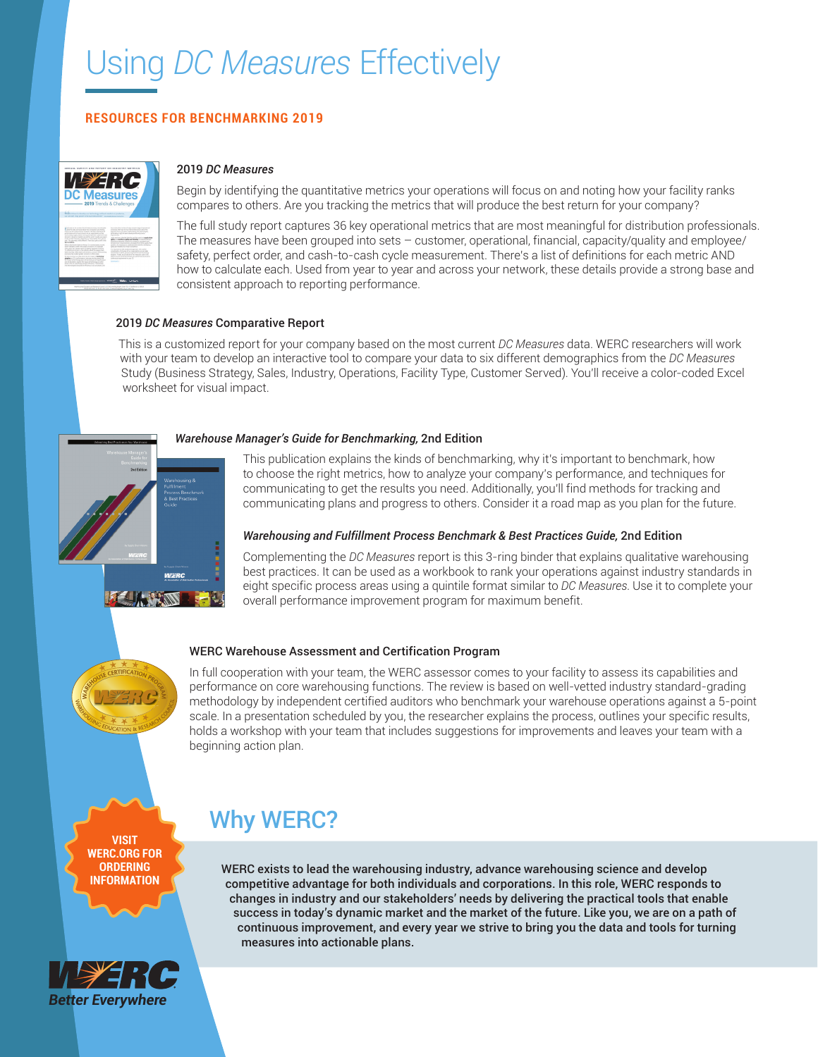# Using *DC Measures* Effectively

## RESOURCES FOR BENCHMARKING 2019

### 2019 *DC Measures*

Begin by identifying the quantitative metrics your operations will focus on and noting how your facility ranks compares to others. Are you tracking the metrics that will produce the best return for your company?

The full study report captures 36 key operational metrics that are most meaningful for distribution professionals. The measures have been grouped into sets – customer, operational, financial, capacity/quality and employee/safety, perfect order, and cash-to-cash cycle measurement. There's a list of definitions for each metric AND how to calculate each. Used from year to year and across your network, these details provide a strong base and consistent approach to reporting performance.

### 2019 *DC Measures* Comparative Report

This is a customized report for your company based on the most current *DC Measures* data. WERC researchers will work with your team to develop an interactive tool to compare your data to six different demographics from the *DC Measures* Study (Business Strategy, Sales, Industry, Operations, Facility Type, Customer Served). You'll receive a color-coded Excel worksheet for visual impact.

### *Warehouse Manager's Guide for Benchmarking,* 2nd Edition

This publication explains the kinds of benchmarking, why it's important to benchmark, how to choose the right metrics, how to analyze your company's performance, and techniques for communicating to get the results you need. Additionally, you'll find methods for tracking and communicating plans and progress to others. Consider it a road map as you plan for the future.

### *Warehousing and Fulfillment Process Benchmark & Best Practices Guide,* 2nd Edition

Complementing the *DC Measures* report is this 3-ring binder that explains qualitative warehousing best practices. It can be used as a workbook to rank your operations against industry standards in eight specific process areas using a quintile format similar to *DC Measures.* Use it to complete your overall performance improvement program for maximum benefit.

### WERC Warehouse Assessment and Certification Program

In full cooperation with your team, the WERC assessor comes to your facility to assess its capabilities and performance on core warehousing functions. The review is based on well-vetted industry standard-grading methodology by independent certified auditors who benchmark your warehouse operations against a 5-point scale. In a presentation scheduled by you, the researcher explains the process, outlines your specific results, holds a workshop with your team that includes suggestions for improvements and leaves your team with a beginning action plan.

**VISIT WERC.ORG FOR ORDERING INFORMATION**

## Why WERC?

**WERC exists to lead the warehousing industry, advance warehousing science and develop competitive advantage for both individuals and corporations. In this role, WERC responds to changes in industry and our stakeholders' needs by delivering the practical tools that enable success in today's dynamic market and the market of the future. Like you, we are on a path of continuous improvement, and every year we strive to bring you the data and tools for turning measures into actionable plans.**

WERC
*Better Everywhere*